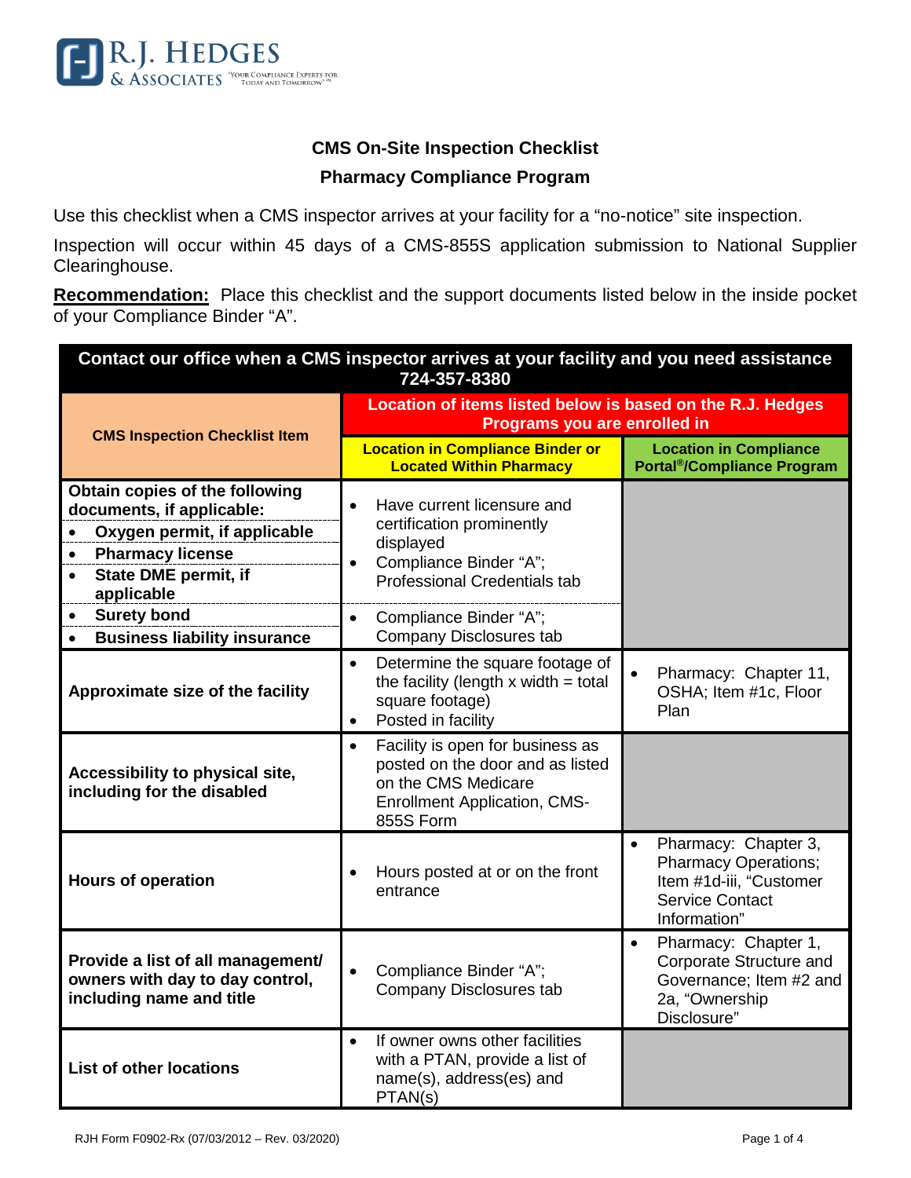R.J. HEDGES & ASSOCIATES "YOUR COMPLIANCE EXPERTS FOR TODAY AND TOMORROW"

## CMS On-Site Inspection Checklist

## Pharmacy Compliance Program

Use this checklist when a CMS inspector arrives at your facility for a "no-notice" site inspection.

Inspection will occur within 45 days of a CMS-855S application submission to National Supplier Clearinghouse.

**Recommendation:** Place this checklist and the support documents listed below in the inside pocket of your Compliance Binder "A".

| Contact our office when a CMS inspector arrives at your facility and you need assistance 724-357-8380 | | |
|---|---|---|
| **CMS Inspection Checklist Item** | **Location of items listed below is based on the R.J. Hedges Programs you are enrolled in** | |
| | **Location in Compliance Binder or Located Within Pharmacy** | **Location in Compliance Portal®/Compliance Program** |
| **Obtain copies of the following documents, if applicable:**<br>• **Oxygen permit, if applicable**<br>• **Pharmacy license**<br>• **State DME permit, if applicable** | • Have current licensure and certification prominently displayed<br>• Compliance Binder "A"; Professional Credentials tab | |
| • **Surety bond**<br>• **Business liability insurance** | • Compliance Binder "A"; Company Disclosures tab | |
| **Approximate size of the facility** | • Determine the square footage of the facility (length x width = total square footage)<br>• Posted in facility | • Pharmacy: Chapter 11, OSHA; Item #1c, Floor Plan |
| **Accessibility to physical site, including for the disabled** | • Facility is open for business as posted on the door and as listed on the CMS Medicare Enrollment Application, CMS-855S Form | |
| **Hours of operation** | • Hours posted at or on the front entrance | • Pharmacy: Chapter 3, Pharmacy Operations; Item #1d-iii, "Customer Service Contact Information" |
| **Provide a list of all management/ owners with day to day control, including name and title** | • Compliance Binder "A"; Company Disclosures tab | • Pharmacy: Chapter 1, Corporate Structure and Governance; Item #2 and 2a, "Ownership Disclosure" |
| **List of other locations** | • If owner owns other facilities with a PTAN, provide a list of name(s), address(es) and PTAN(s) | |

RJH Form F0902-Rx (07/03/2012 – Rev. 03/2020)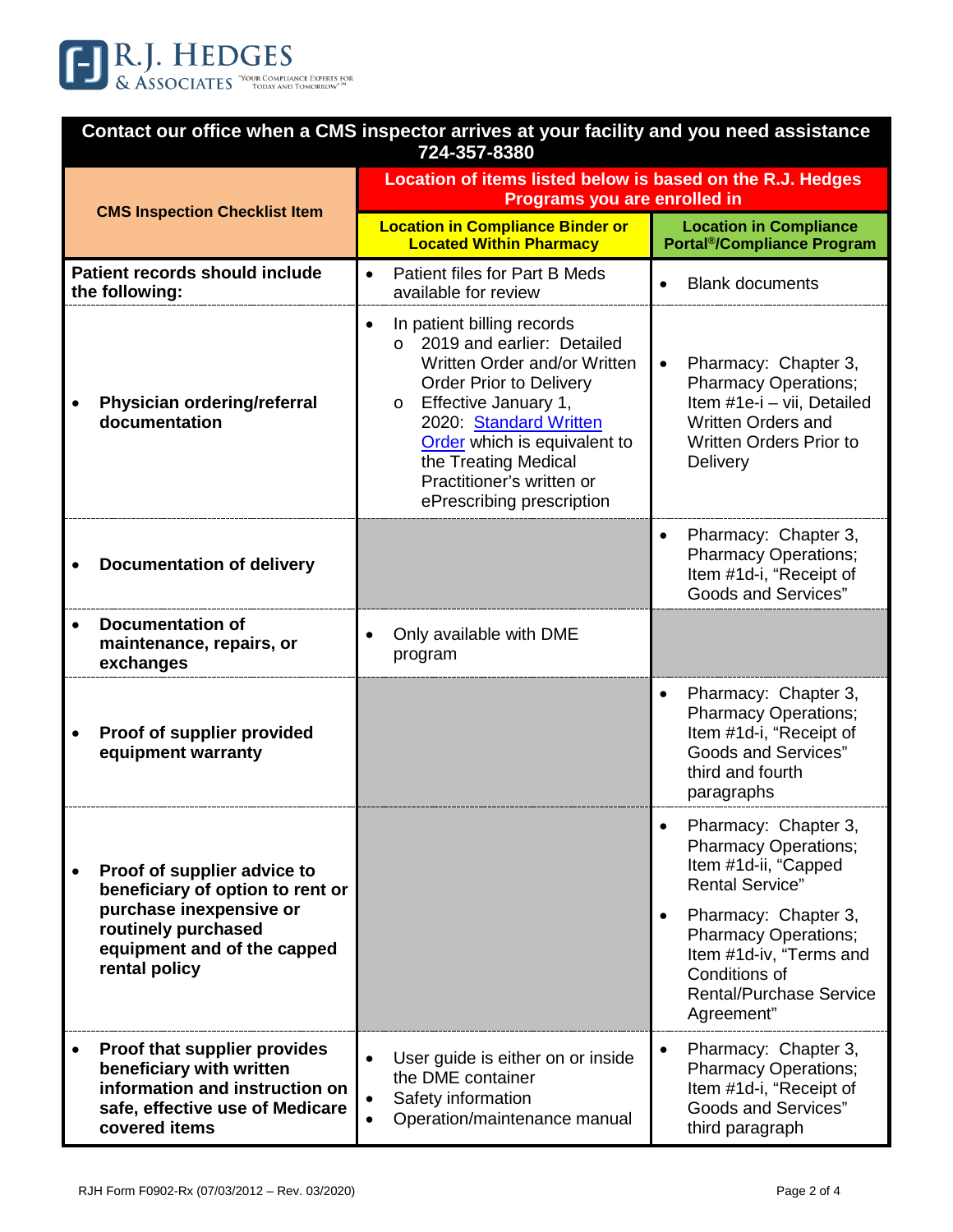**Contact our office when a CMS inspector arrives at your facility and you need assistance 724-357-8380**

| CMS Inspection Checklist Item | Location of items listed below is based on the R.J. Hedges Programs you are enrolled in | |
|---|---|---|
| | Location in Compliance Binder or Located Within Pharmacy | Location in Compliance Portal®/Compliance Program |
| **Patient records should include the following:** | • Patient files for Part B Meds available for review | • Blank documents |
| • **Physician ordering/referral documentation** | • In patient billing records<br>o 2019 and earlier: Detailed Written Order and/or Written Order Prior to Delivery<br>o Effective January 1, 2020: Standard Written Order which is equivalent to the Treating Medical Practitioner's written or ePrescribing prescription | • Pharmacy: Chapter 3, Pharmacy Operations; Item #1e-i – vii, Detailed Written Orders and Written Orders Prior to Delivery |
| • **Documentation of delivery** | | • Pharmacy: Chapter 3, Pharmacy Operations; Item #1d-i, "Receipt of Goods and Services" |
| • **Documentation of maintenance, repairs, or exchanges** | • Only available with DME program | |
| • **Proof of supplier provided equipment warranty** | | • Pharmacy: Chapter 3, Pharmacy Operations; Item #1d-i, "Receipt of Goods and Services" third and fourth paragraphs |
| • **Proof of supplier advice to beneficiary of option to rent or purchase inexpensive or routinely purchased equipment and of the capped rental policy** | | • Pharmacy: Chapter 3, Pharmacy Operations; Item #1d-ii, "Capped Rental Service"<br>• Pharmacy: Chapter 3, Pharmacy Operations; Item #1d-iv, "Terms and Conditions of Rental/Purchase Service Agreement" |
| • **Proof that supplier provides beneficiary with written information and instruction on safe, effective use of Medicare covered items** | • User guide is either on or inside the DME container<br>• Safety information<br>• Operation/maintenance manual | • Pharmacy: Chapter 3, Pharmacy Operations; Item #1d-i, "Receipt of Goods and Services" third paragraph |

RJH Form F0902-Rx (07/03/2012 – Rev. 03/2020)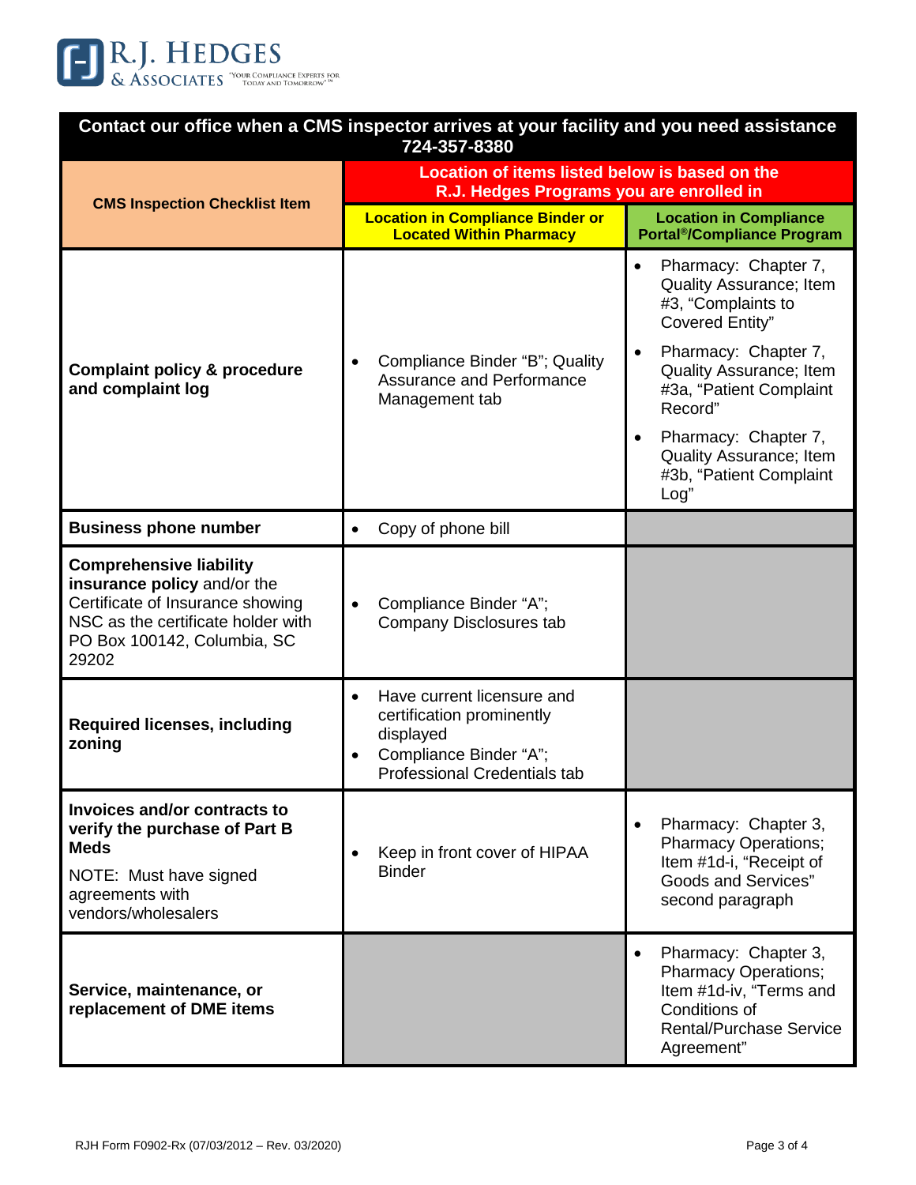R.J. HEDGES & ASSOCIATES "YOUR COMPLIANCE EXPERTS FOR TODAY AND TOMORROW"™

| Contact our office when a CMS inspector arrives at your facility and you need assistance 724-357-8380 | | |
|---|---|---|
| **CMS Inspection Checklist Item** | **Location of items listed below is based on the R.J. Hedges Programs you are enrolled in** | |
| | **Location in Compliance Binder or Located Within Pharmacy** | **Location in Compliance Portal®/Compliance Program** |
| **Complaint policy & procedure and complaint log** | • Compliance Binder "B"; Quality Assurance and Performance Management tab | • Pharmacy: Chapter 7, Quality Assurance; Item #3, "Complaints to Covered Entity"<br>• Pharmacy: Chapter 7, Quality Assurance; Item #3a, "Patient Complaint Record"<br>• Pharmacy: Chapter 7, Quality Assurance; Item #3b, "Patient Complaint Log" |
| **Business phone number** | • Copy of phone bill | |
| **Comprehensive liability insurance policy** and/or the Certificate of Insurance showing NSC as the certificate holder with PO Box 100142, Columbia, SC 29202 | • Compliance Binder "A"; Company Disclosures tab | |
| **Required licenses, including zoning** | • Have current licensure and certification prominently displayed<br>• Compliance Binder "A"; Professional Credentials tab | |
| **Invoices and/or contracts to verify the purchase of Part B Meds**<br>NOTE: Must have signed agreements with vendors/wholesalers | • Keep in front cover of HIPAA Binder | • Pharmacy: Chapter 3, Pharmacy Operations; Item #1d-i, "Receipt of Goods and Services" second paragraph |
| **Service, maintenance, or replacement of DME items** | | • Pharmacy: Chapter 3, Pharmacy Operations; Item #1d-iv, "Terms and Conditions of Rental/Purchase Service Agreement" |

RJH Form F0902-Rx (07/03/2012 – Rev. 03/2020)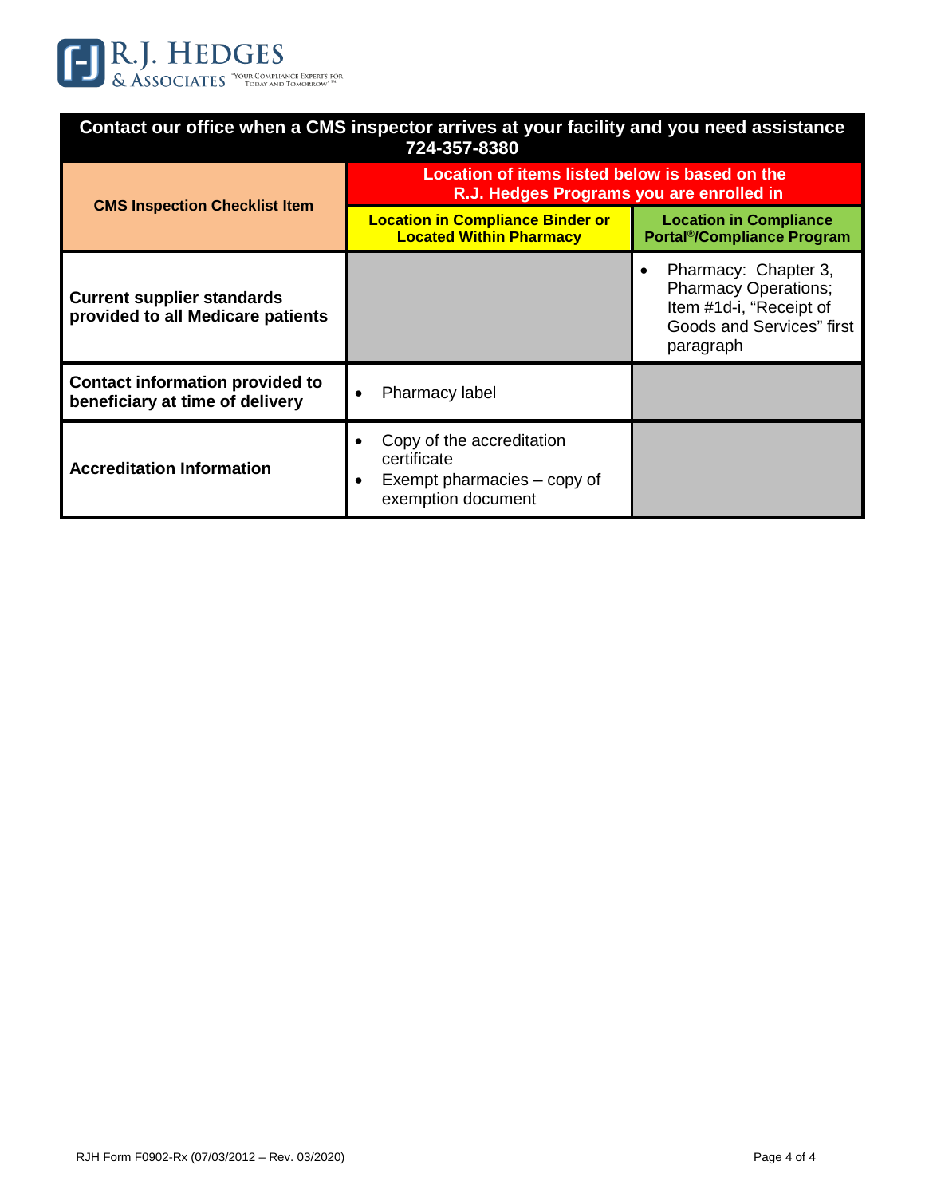| Contact our office when a CMS inspector arrives at your facility and you need assistance 724-357-8380 | | |
|---|---|---|
| **CMS Inspection Checklist Item** | **Location of items listed below is based on the R.J. Hedges Programs you are enrolled in** | |
| | **Location in Compliance Binder or Located Within Pharmacy** | **Location in Compliance Portal®/Compliance Program** |
| **Current supplier standards provided to all Medicare patients** | | • Pharmacy: Chapter 3, Pharmacy Operations; Item #1d-i, "Receipt of Goods and Services" first paragraph |
| **Contact information provided to beneficiary at time of delivery** | • Pharmacy label | |
| **Accreditation Information** | • Copy of the accreditation certificate<br>• Exempt pharmacies – copy of exemption document | |

RJH Form F0902-Rx (07/03/2012 – Rev. 03/2020)